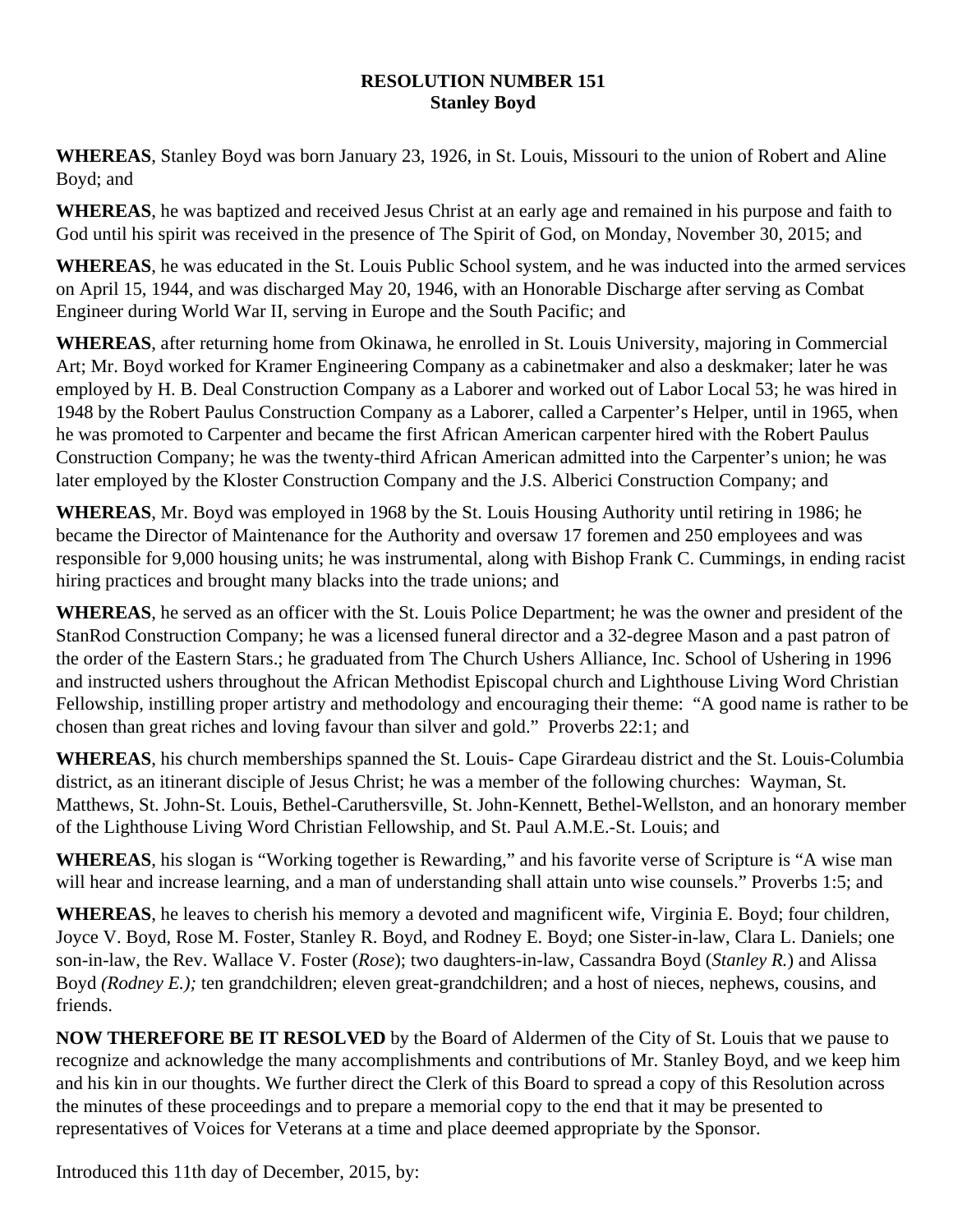**RESOLUTION NUMBER 151**
**Stanley Boyd**

**WHEREAS**, Stanley Boyd was born January 23, 1926, in St. Louis, Missouri to the union of Robert and Aline Boyd; and

**WHEREAS**, he was baptized and received Jesus Christ at an early age and remained in his purpose and faith to God until his spirit was received in the presence of The Spirit of God, on Monday, November 30, 2015; and

**WHEREAS**, he was educated in the St. Louis Public School system, and he was inducted into the armed services on April 15, 1944, and was discharged May 20, 1946, with an Honorable Discharge after serving as Combat Engineer during World War II, serving in Europe and the South Pacific; and

**WHEREAS**, after returning home from Okinawa, he enrolled in St. Louis University, majoring in Commercial Art; Mr. Boyd worked for Kramer Engineering Company as a cabinetmaker and also a deskmaker; later he was employed by H. B. Deal Construction Company as a Laborer and worked out of Labor Local 53; he was hired in 1948 by the Robert Paulus Construction Company as a Laborer, called a Carpenter's Helper, until in 1965, when he was promoted to Carpenter and became the first African American carpenter hired with the Robert Paulus Construction Company; he was the twenty-third African American admitted into the Carpenter's union; he was later employed by the Kloster Construction Company and the J.S. Alberici Construction Company; and

**WHEREAS**, Mr. Boyd was employed in 1968 by the St. Louis Housing Authority until retiring in 1986; he became the Director of Maintenance for the Authority and oversaw 17 foremen and 250 employees and was responsible for 9,000 housing units; he was instrumental, along with Bishop Frank C. Cummings, in ending racist hiring practices and brought many blacks into the trade unions; and

**WHEREAS**, he served as an officer with the St. Louis Police Department; he was the owner and president of the StanRod Construction Company; he was a licensed funeral director and a 32-degree Mason and a past patron of the order of the Eastern Stars.; he graduated from The Church Ushers Alliance, Inc. School of Ushering in 1996 and instructed ushers throughout the African Methodist Episcopal church and Lighthouse Living Word Christian Fellowship, instilling proper artistry and methodology and encouraging their theme: "A good name is rather to be chosen than great riches and loving favour than silver and gold." Proverbs 22:1; and

**WHEREAS**, his church memberships spanned the St. Louis- Cape Girardeau district and the St. Louis-Columbia district, as an itinerant disciple of Jesus Christ; he was a member of the following churches: Wayman, St. Matthews, St. John-St. Louis, Bethel-Caruthersville, St. John-Kennett, Bethel-Wellston, and an honorary member of the Lighthouse Living Word Christian Fellowship, and St. Paul A.M.E.-St. Louis; and

**WHEREAS**, his slogan is "Working together is Rewarding," and his favorite verse of Scripture is "A wise man will hear and increase learning, and a man of understanding shall attain unto wise counsels." Proverbs 1:5; and

**WHEREAS**, he leaves to cherish his memory a devoted and magnificent wife, Virginia E. Boyd; four children, Joyce V. Boyd, Rose M. Foster, Stanley R. Boyd, and Rodney E. Boyd; one Sister-in-law, Clara L. Daniels; one son-in-law, the Rev. Wallace V. Foster (*Rose*); two daughters-in-law, Cassandra Boyd (*Stanley R.*) and Alissa Boyd *(Rodney E.);* ten grandchildren; eleven great-grandchildren; and a host of nieces, nephews, cousins, and friends.

**NOW THEREFORE BE IT RESOLVED** by the Board of Aldermen of the City of St. Louis that we pause to recognize and acknowledge the many accomplishments and contributions of Mr. Stanley Boyd, and we keep him and his kin in our thoughts. We further direct the Clerk of this Board to spread a copy of this Resolution across the minutes of these proceedings and to prepare a memorial copy to the end that it may be presented to representatives of Voices for Veterans at a time and place deemed appropriate by the Sponsor.

Introduced this 11th day of December, 2015, by: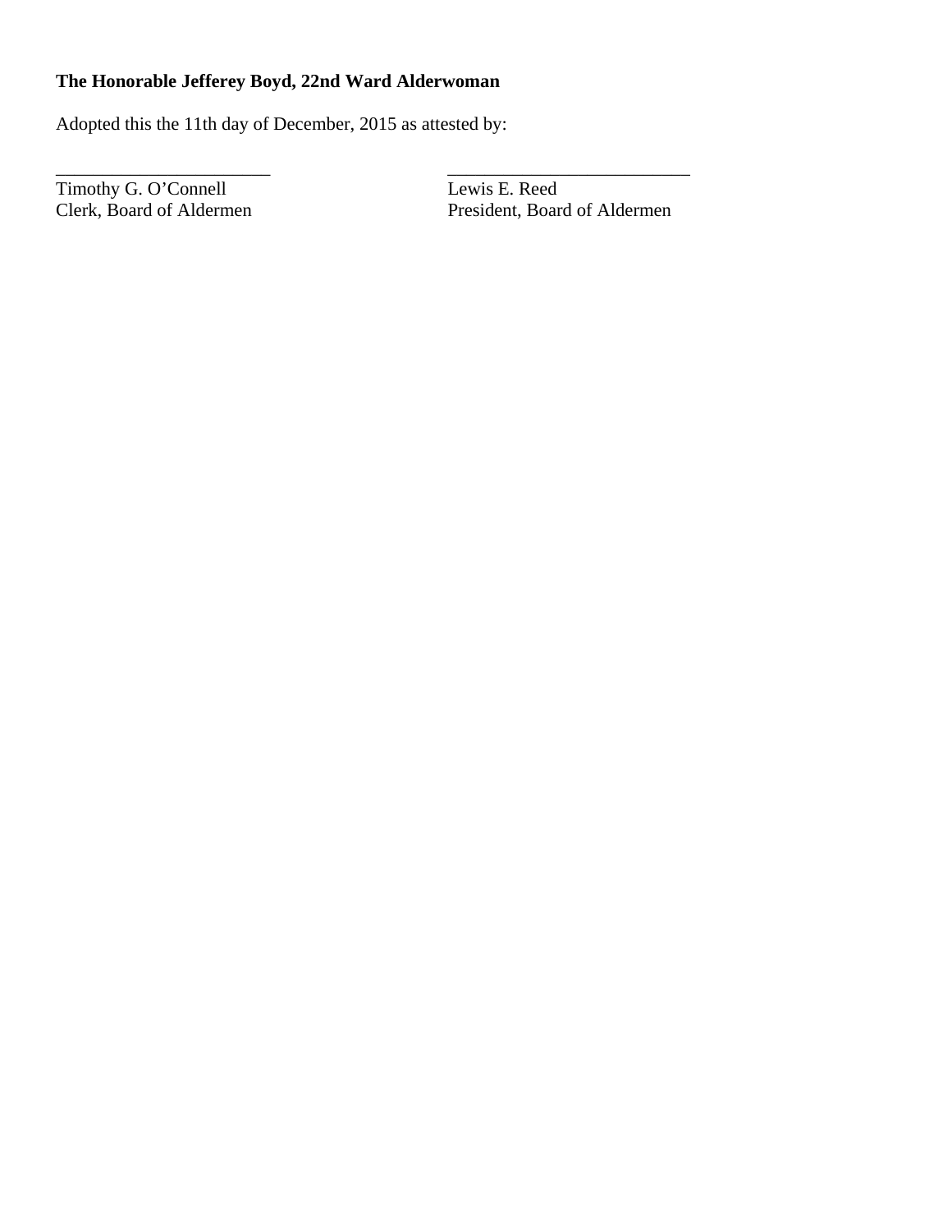**The Honorable Jefferey Boyd, 22nd Ward Alderwoman**

Adopted this the 11th day of December, 2015 as attested by:

| | |
|---|---|
| _______________________ | ___________________________ |
| Timothy G. O'Connell | Lewis E. Reed |
| Clerk, Board of Aldermen | President, Board of Aldermen |